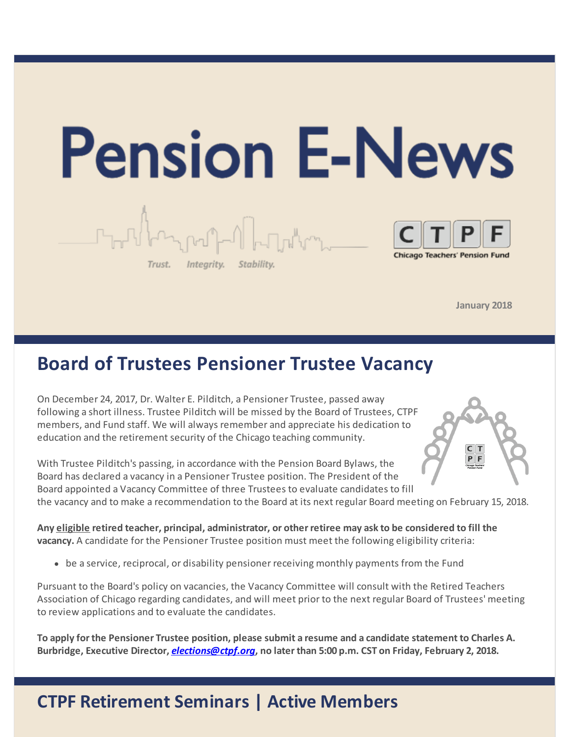# Pension E-News

Trust. Integrity. Stability.

CTPF Chicago Teachers' Pension Fund

January 2018

## Board of Trustees Pensioner Trustee Vacancy

On December 24, 2017, Dr. Walter E. Pilditch, a Pensioner Trustee, passed away following a short illness. Trustee Pilditch will be missed by the Board of Trustees, CTPF members, and Fund staff. We will always remember and appreciate his dedication to education and the retirement security of the Chicago teaching community.

With Trustee Pilditch's passing, in accordance with the Pension Board Bylaws, the Board has declared a vacancy in a Pensioner Trustee position. The President of the Board appointed a Vacancy Committee of three Trustees to evaluate candidates to fill the vacancy and to make a recommendation to the Board at its next regular Board meeting on February 15, 2018.

**Any eligible retired teacher, principal, administrator, or other retiree may ask to be considered to fill the vacancy.** A candidate for the Pensioner Trustee position must meet the following eligibility criteria:

- be a service, reciprocal, or disability pensioner receiving monthly payments from the Fund

Pursuant to the Board's policy on vacancies, the Vacancy Committee will consult with the Retired Teachers Association of Chicago regarding candidates, and will meet prior to the next regular Board of Trustees' meeting to review applications and to evaluate the candidates.

**To apply for the Pensioner Trustee position, please submit a resume and a candidate statement to Charles A. Burbridge, Executive Director, *elections@ctpf.org*, no later than 5:00 p.m. CST on Friday, February 2, 2018.**

## CTPF Retirement Seminars | Active Members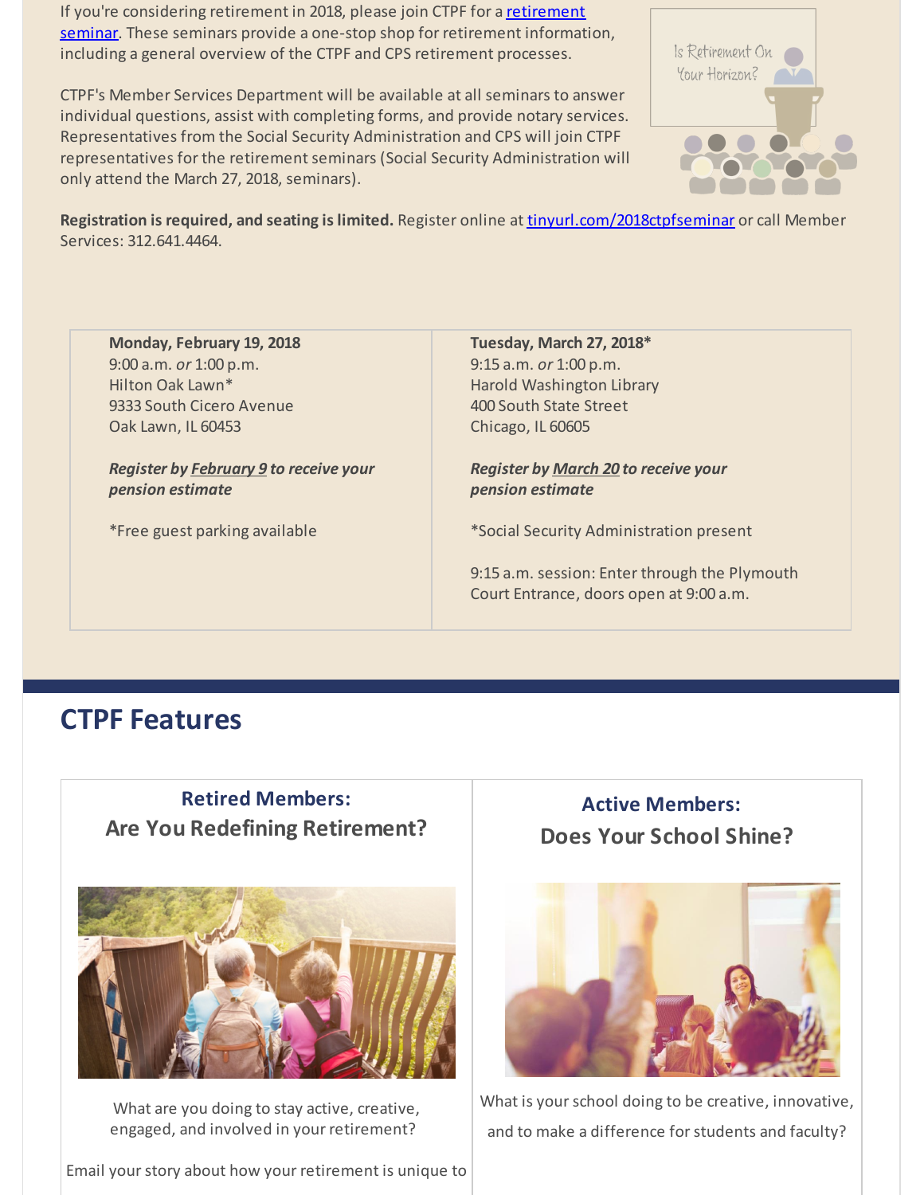If you're considering retirement in 2018, please join CTPF for a retirement seminar. These seminars provide a one-stop shop for retirement information, including a general overview of the CTPF and CPS retirement processes.

CTPF's Member Services Department will be available at all seminars to answer individual questions, assist with completing forms, and provide notary services. Representatives from the Social Security Administration and CPS will join CTPF representatives for the retirement seminars (Social Security Administration will only attend the March 27, 2018, seminars).

**Registration is required, and seating is limited.** Register online at tinyurl.com/2018ctpfseminar or call Member Services: 312.641.4464.

| | |
|---|---|
| **Monday, February 19, 2018**<br>9:00 a.m. *or* 1:00 p.m.<br>Hilton Oak Lawn*<br>9333 South Cicero Avenue<br>Oak Lawn, IL 60453<br><br>***Register by February 9 to receive your pension estimate***<br><br>*Free guest parking available | **Tuesday, March 27, 2018***<br>9:15 a.m. *or* 1:00 p.m.<br>Harold Washington Library<br>400 South State Street<br>Chicago, IL 60605<br><br>***Register by March 20 to receive your pension estimate***<br><br>*Social Security Administration present<br><br>9:15 a.m. session: Enter through the Plymouth Court Entrance, doors open at 9:00 a.m. |

## CTPF Features

### Retired Members: Are You Redefining Retirement?

What are you doing to stay active, creative, engaged, and involved in your retirement?

Email your story about how your retirement is unique to

### Active Members: Does Your School Shine?

What is your school doing to be creative, innovative, and to make a difference for students and faculty?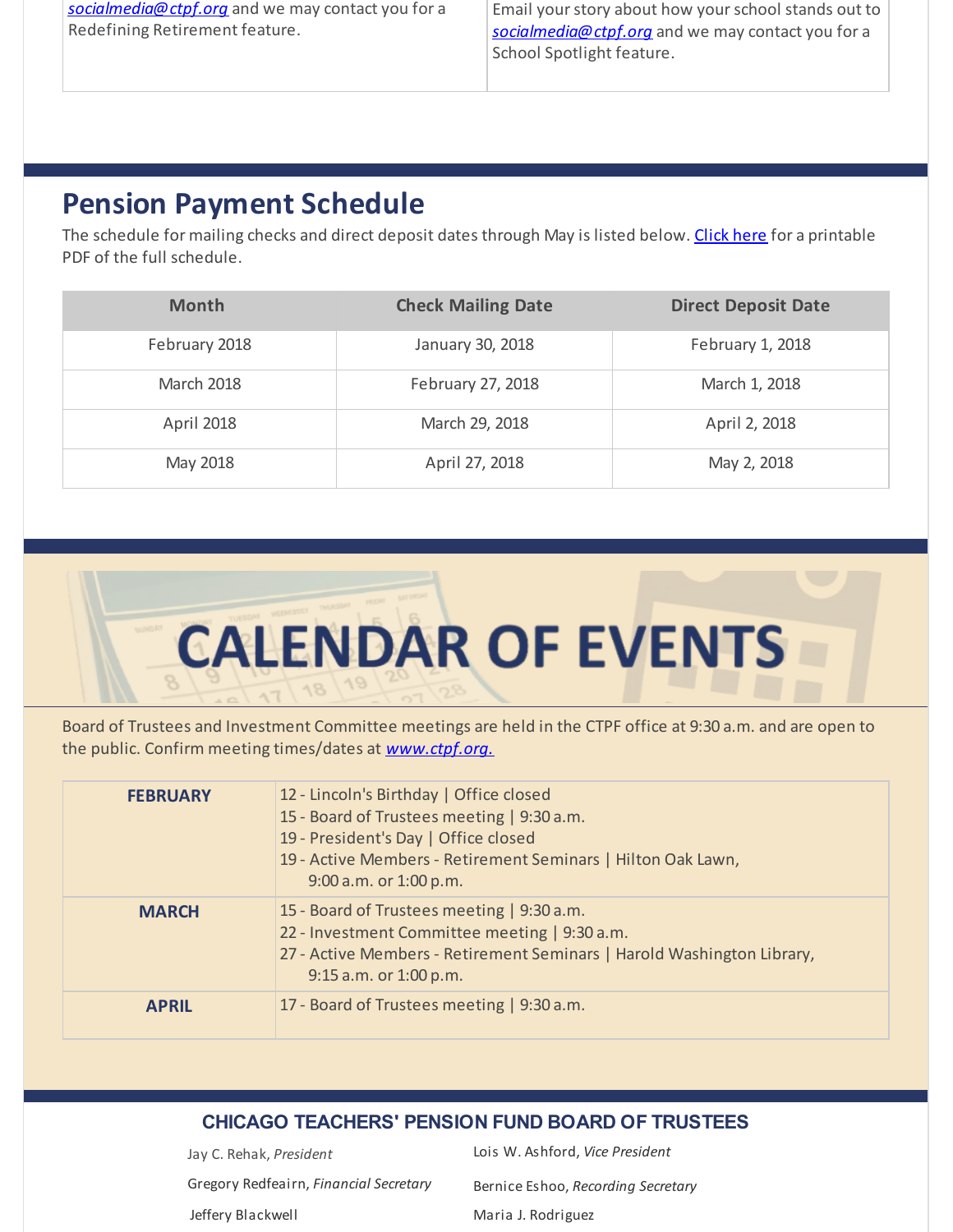socialmedia@ctpf.org and we may contact you for a Redefining Retirement feature.

Email your story about how your school stands out to socialmedia@ctpf.org and we may contact you for a School Spotlight feature.

## Pension Payment Schedule

The schedule for mailing checks and direct deposit dates through May is listed below. Click here for a printable PDF of the full schedule.

| Month | Check Mailing Date | Direct Deposit Date |
|---|---|---|
| February 2018 | January 30, 2018 | February 1, 2018 |
| March 2018 | February 27, 2018 | March 1, 2018 |
| April 2018 | March 29, 2018 | April 2, 2018 |
| May 2018 | April 27, 2018 | May 2, 2018 |

## CALENDAR OF EVENTS

Board of Trustees and Investment Committee meetings are held in the CTPF office at 9:30 a.m. and are open to the public. Confirm meeting times/dates at *www.ctpf.org.*

| | |
|---|---|
| **FEBRUARY** | 12 - Lincoln's Birthday \| Office closed<br>15 - Board of Trustees meeting \| 9:30 a.m.<br>19 - President's Day \| Office closed<br>19 - Active Members - Retirement Seminars \| Hilton Oak Lawn, 9:00 a.m. or 1:00 p.m. |
| **MARCH** | 15 - Board of Trustees meeting \| 9:30 a.m.<br>22 - Investment Committee meeting \| 9:30 a.m.<br>27 - Active Members - Retirement Seminars \| Harold Washington Library, 9:15 a.m. or 1:00 p.m. |
| **APRIL** | 17 - Board of Trustees meeting \| 9:30 a.m. |

### CHICAGO TEACHERS' PENSION FUND BOARD OF TRUSTEES

Jay C. Rehak, *President*
Lois W. Ashford, *Vice President*
Gregory Redfeairn, *Financial Secretary*
Bernice Eshoo, *Recording Secretary*
Jeffery Blackwell
Maria J. Rodriguez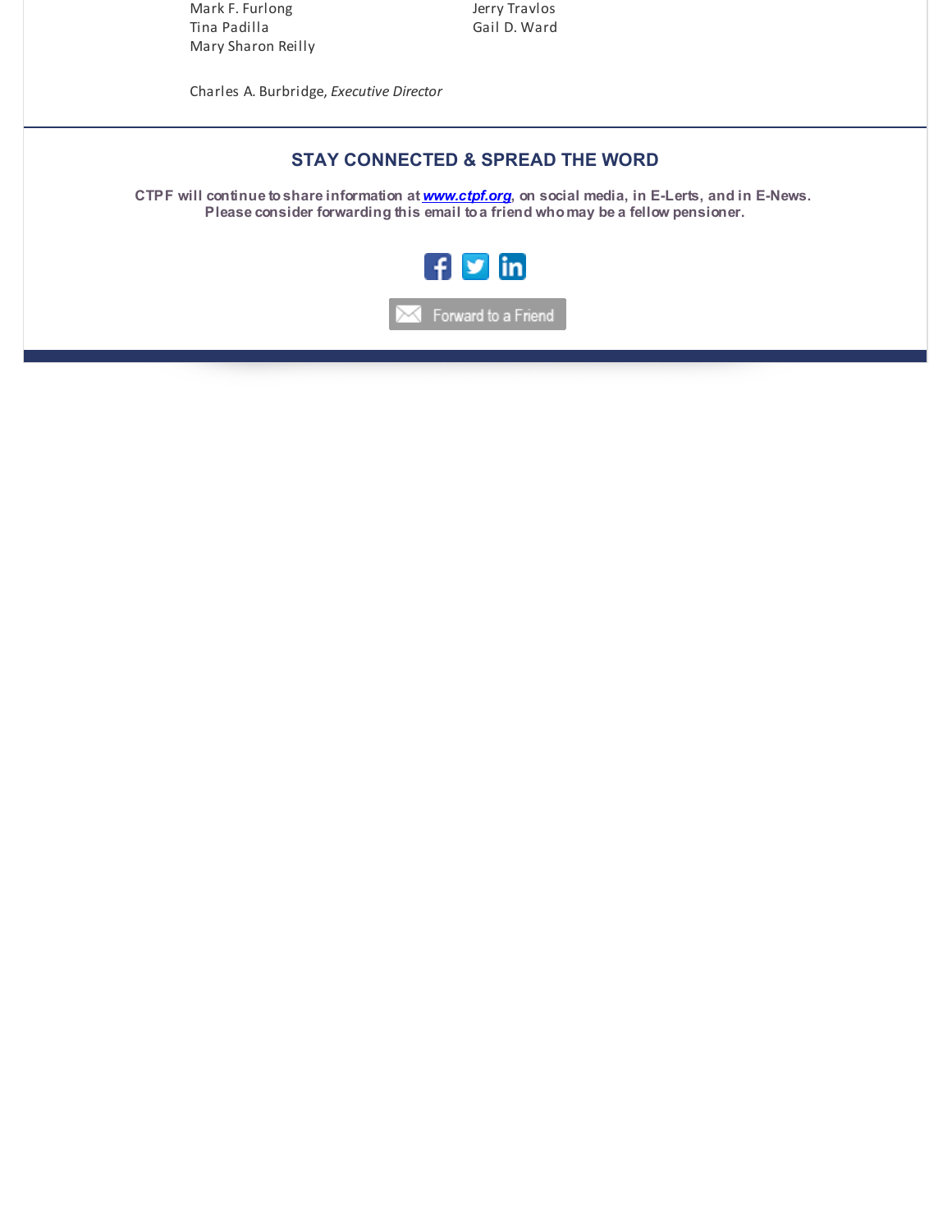Mark F. Furlong
Tina Padilla
Mary Sharon Reilly

Jerry Travlos
Gail D. Ward

Charles A. Burbridge, *Executive Director*

## STAY CONNECTED & SPREAD THE WORD

**CTPF will continue to share information at *www.ctpf.org*, on social media, in E-Lerts, and in E-News. Please consider forwarding this email to a friend who may be a fellow pensioner.**

Forward to a Friend